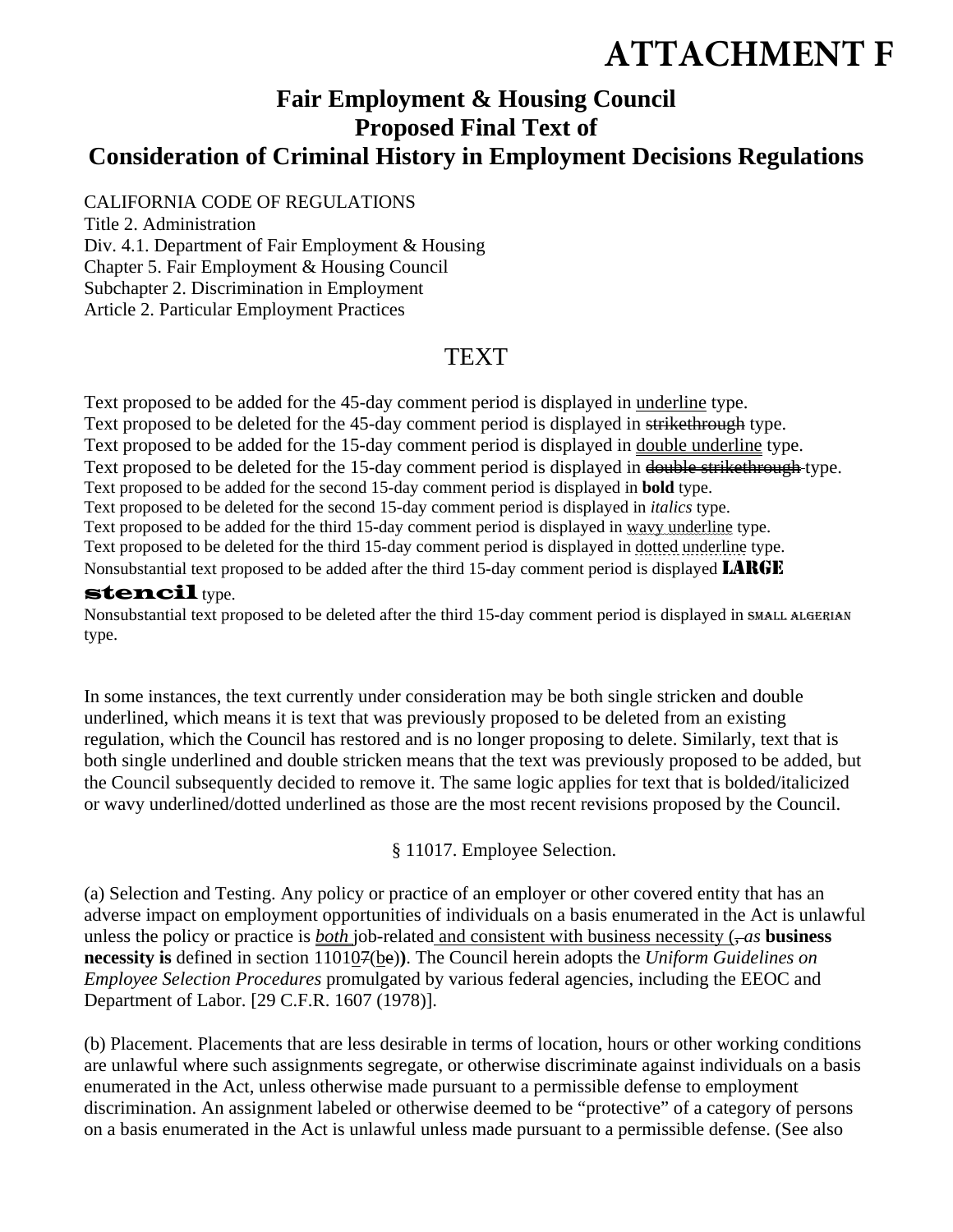# ATTACHMENT F

## Fair Employment & Housing Council
## Proposed Final Text of
## Consideration of Criminal History in Employment Decisions Regulations

CALIFORNIA CODE OF REGULATIONS
Title 2. Administration
Div. 4.1. Department of Fair Employment & Housing
Chapter 5. Fair Employment & Housing Council
Subchapter 2. Discrimination in Employment
Article 2. Particular Employment Practices

## TEXT

Text proposed to be added for the 45-day comment period is displayed in <u>underline</u> type.
Text proposed to be deleted for the 45-day comment period is displayed in ~~strikethrough~~ type.
Text proposed to be added for the 15-day comment period is displayed in <u>double underline</u> type.
Text proposed to be deleted for the 15-day comment period is displayed in ~~double strikethrough~~ type.
Text proposed to be added for the second 15-day comment period is displayed in **bold** type.
Text proposed to be deleted for the second 15-day comment period is displayed in *italics* type.
Text proposed to be added for the third 15-day comment period is displayed in wavy underline type.
Text proposed to be deleted for the third 15-day comment period is displayed in dotted underline type.
Nonsubstantial text proposed to be added after the third 15-day comment period is displayed LARGE stencil type.
Nonsubstantial text proposed to be deleted after the third 15-day comment period is displayed in SMALL ALGERIAN type.

In some instances, the text currently under consideration may be both single stricken and double underlined, which means it is text that was previously proposed to be deleted from an existing regulation, which the Council has restored and is no longer proposing to delete. Similarly, text that is both single underlined and double stricken means that the text was previously proposed to be added, but the Council subsequently decided to remove it. The same logic applies for text that is bolded/italicized or wavy underlined/dotted underlined as those are the most recent revisions proposed by the Council.

§ 11017. Employee Selection.

(a) Selection and Testing. Any policy or practice of an employer or other covered entity that has an adverse impact on employment opportunities of individuals on a basis enumerated in the Act is unlawful unless the policy or practice is *<u>both</u>* job-related<u> and consistent with business necessity (</u>~~,~~ *as* **business necessity is** defined in section 1101<u>0</u>~~7~~(<u>b</u>~~e~~)**)**. The Council herein adopts the *Uniform Guidelines on Employee Selection Procedures* promulgated by various federal agencies, including the EEOC and Department of Labor. [29 C.F.R. 1607 (1978)].

(b) Placement. Placements that are less desirable in terms of location, hours or other working conditions are unlawful where such assignments segregate, or otherwise discriminate against individuals on a basis enumerated in the Act, unless otherwise made pursuant to a permissible defense to employment discrimination. An assignment labeled or otherwise deemed to be "protective" of a category of persons on a basis enumerated in the Act is unlawful unless made pursuant to a permissible defense. (See also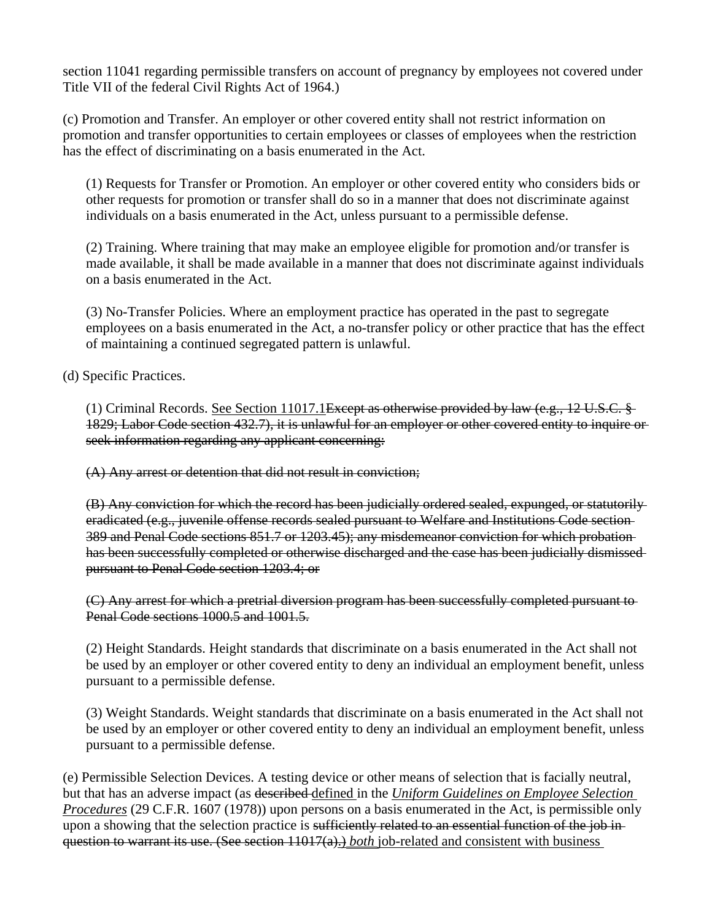section 11041 regarding permissible transfers on account of pregnancy by employees not covered under Title VII of the federal Civil Rights Act of 1964.)

(c) Promotion and Transfer. An employer or other covered entity shall not restrict information on promotion and transfer opportunities to certain employees or classes of employees when the restriction has the effect of discriminating on a basis enumerated in the Act.

(1) Requests for Transfer or Promotion. An employer or other covered entity who considers bids or other requests for promotion or transfer shall do so in a manner that does not discriminate against individuals on a basis enumerated in the Act, unless pursuant to a permissible defense.

(2) Training. Where training that may make an employee eligible for promotion and/or transfer is made available, it shall be made available in a manner that does not discriminate against individuals on a basis enumerated in the Act.

(3) No-Transfer Policies. Where an employment practice has operated in the past to segregate employees on a basis enumerated in the Act, a no-transfer policy or other practice that has the effect of maintaining a continued segregated pattern is unlawful.

(d) Specific Practices.

(1) Criminal Records. <u>See Section 11017.1</u>~~Except as otherwise provided by law (e.g., 12 U.S.C. § 1829; Labor Code section 432.7), it is unlawful for an employer or other covered entity to inquire or seek information regarding any applicant concerning:~~

~~(A) Any arrest or detention that did not result in conviction;~~

~~(B) Any conviction for which the record has been judicially ordered sealed, expunged, or statutorily eradicated (e.g., juvenile offense records sealed pursuant to Welfare and Institutions Code section 389 and Penal Code sections 851.7 or 1203.45); any misdemeanor conviction for which probation has been successfully completed or otherwise discharged and the case has been judicially dismissed pursuant to Penal Code section 1203.4; or~~

~~(C) Any arrest for which a pretrial diversion program has been successfully completed pursuant to Penal Code sections 1000.5 and 1001.5.~~

(2) Height Standards. Height standards that discriminate on a basis enumerated in the Act shall not be used by an employer or other covered entity to deny an individual an employment benefit, unless pursuant to a permissible defense.

(3) Weight Standards. Weight standards that discriminate on a basis enumerated in the Act shall not be used by an employer or other covered entity to deny an individual an employment benefit, unless pursuant to a permissible defense.

(e) Permissible Selection Devices. A testing device or other means of selection that is facially neutral, but that has an adverse impact (as ~~described~~ <u>defined</u> in the <u>*Uniform Guidelines on Employee Selection Procedures*</u> (29 C.F.R. 1607 (1978)) upon persons on a basis enumerated in the Act, is permissible only upon a showing that the selection practice is ~~sufficiently related to an essential function of the job in question to warrant its use. (See section 11017(a).)~~ <u>*both* job-related and consistent with business</u>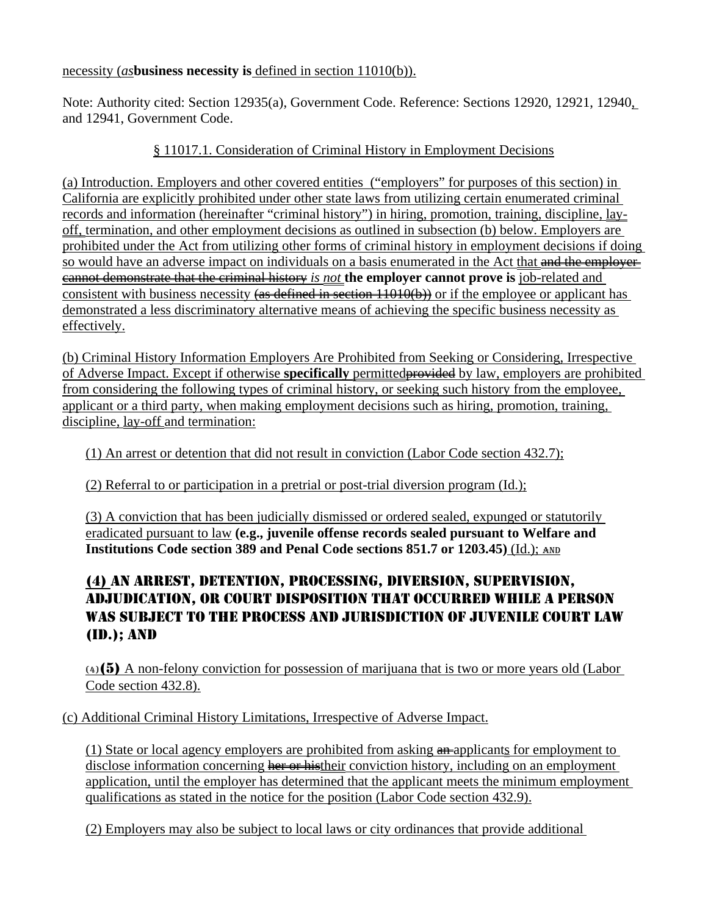necessity (*as***business necessity is** defined in section 11010(b)).

Note: Authority cited: Section 12935(a), Government Code. Reference: Sections 12920, 12921, 12940, and 12941, Government Code.

§ 11017.1. Consideration of Criminal History in Employment Decisions

(a) Introduction. Employers and other covered entities ("employers" for purposes of this section) in California are explicitly prohibited under other state laws from utilizing certain enumerated criminal records and information (hereinafter "criminal history") in hiring, promotion, training, discipline, lay-off, termination, and other employment decisions as outlined in subsection (b) below. Employers are prohibited under the Act from utilizing other forms of criminal history in employment decisions if doing so would have an adverse impact on individuals on a basis enumerated in the Act that ~~and the employer cannot demonstrate that the criminal history~~ *is not* **the employer cannot prove is** job-related and consistent with business necessity ~~(as defined in section 11010(b))~~ or if the employee or applicant has demonstrated a less discriminatory alternative means of achieving the specific business necessity as effectively.

(b) Criminal History Information Employers Are Prohibited from Seeking or Considering, Irrespective of Adverse Impact. Except if otherwise **specifically** permitted~~provided~~ by law, employers are prohibited from considering the following types of criminal history, or seeking such history from the employee, applicant or a third party, when making employment decisions such as hiring, promotion, training, discipline, lay-off and termination:

(1) An arrest or detention that did not result in conviction (Labor Code section 432.7);

(2) Referral to or participation in a pretrial or post-trial diversion program (Id.);

(3) A conviction that has been judicially dismissed or ordered sealed, expunged or statutorily eradicated pursuant to law **(e.g., juvenile offense records sealed pursuant to Welfare and Institutions Code section 389 and Penal Code sections 851.7 or 1203.45)** (Id.); ~~and~~

**(4) AN ARREST, DETENTION, PROCESSING, DIVERSION, SUPERVISION, ADJUDICATION, OR COURT DISPOSITION THAT OCCURRED WHILE A PERSON WAS SUBJECT TO THE PROCESS AND JURISDICTION OF JUVENILE COURT LAW (ID.); AND**

~~(4)~~ **(5)** A non-felony conviction for possession of marijuana that is two or more years old (Labor Code section 432.8).

(c) Additional Criminal History Limitations, Irrespective of Adverse Impact.

(1) State or local agency employers are prohibited from asking ~~an~~ applicants for employment to disclose information concerning ~~her or his~~their conviction history, including on an employment application, until the employer has determined that the applicant meets the minimum employment qualifications as stated in the notice for the position (Labor Code section 432.9).

(2) Employers may also be subject to local laws or city ordinances that provide additional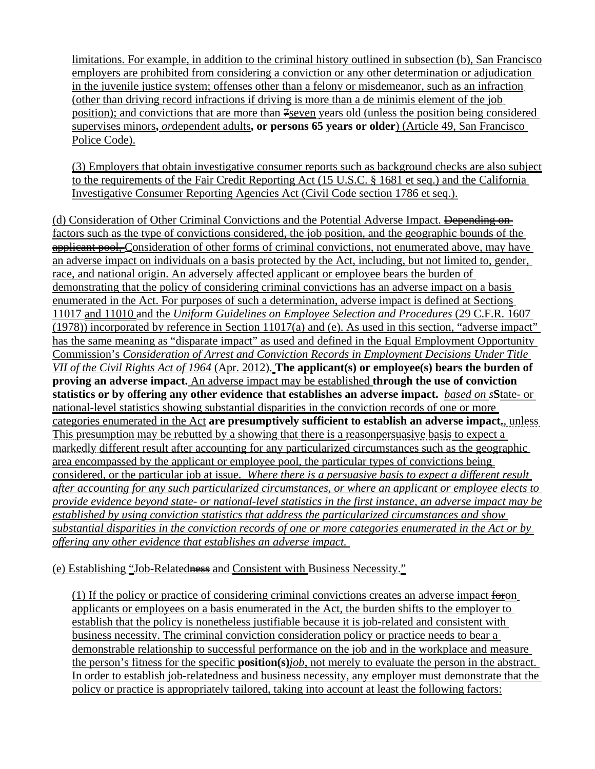limitations. For example, in addition to the criminal history outlined in subsection (b), San Francisco employers are prohibited from considering a conviction or any other determination or adjudication in the juvenile justice system; offenses other than a felony or misdemeanor, such as an infraction (other than driving record infractions if driving is more than a de minimis element of the job position); and convictions that are more than ~~7~~seven years old (unless the position being considered supervises minors**,** *or*dependent adults**, or persons 65 years or older**) (Article 49, San Francisco Police Code).

(3) Employers that obtain investigative consumer reports such as background checks are also subject to the requirements of the Fair Credit Reporting Act (15 U.S.C. § 1681 et seq.) and the California Investigative Consumer Reporting Agencies Act (Civil Code section 1786 et seq.).

(d) Consideration of Other Criminal Convictions and the Potential Adverse Impact. ~~Depending on factors such as the type of convictions considered, the job position, and the geographic bounds of the applicant pool,~~ Consideration of other forms of criminal convictions, not enumerated above, may have an adverse impact on individuals on a basis protected by the Act, including, but not limited to, gender, race, and national origin. An adversely affected applicant or employee bears the burden of demonstrating that the policy of considering criminal convictions has an adverse impact on a basis enumerated in the Act. For purposes of such a determination, adverse impact is defined at Sections 11017 and 11010 and the *Uniform Guidelines on Employee Selection and Procedures* (29 C.F.R. 1607 (1978)) incorporated by reference in Section 11017(a) and (e). As used in this section, "adverse impact" has the same meaning as "disparate impact" as used and defined in the Equal Employment Opportunity Commission's *Consideration of Arrest and Conviction Records in Employment Decisions Under Title VII of the Civil Rights Act of 1964* (Apr. 2012). **The applicant(s) or employee(s) bears the burden of proving an adverse impact.** An adverse impact may be established **through the use of conviction statistics or by offering any other evidence that establishes an adverse impact.** *based on s*State- or national-level statistics showing substantial disparities in the conviction records of one or more categories enumerated in the Act **are presumptively sufficient to establish an adverse impact.**, unless This presumption may be rebutted by a showing that there is a reasonpersuasive basis to expect a markedly different result after accounting for any particularized circumstances such as the geographic area encompassed by the applicant or employee pool, the particular types of convictions being considered, or the particular job at issue. *Where there is a persuasive basis to expect a different result after accounting for any such particularized circumstances, or where an applicant or employee elects to provide evidence beyond state- or national-level statistics in the first instance, an adverse impact may be established by using conviction statistics that address the particularized circumstances and show substantial disparities in the conviction records of one or more categories enumerated in the Act or by offering any other evidence that establishes an adverse impact.*

(e) Establishing "Job-Related~~ness~~ and Consistent with Business Necessity."

(1) If the policy or practice of considering criminal convictions creates an adverse impact ~~for~~on applicants or employees on a basis enumerated in the Act, the burden shifts to the employer to establish that the policy is nonetheless justifiable because it is job-related and consistent with business necessity. The criminal conviction consideration policy or practice needs to bear a demonstrable relationship to successful performance on the job and in the workplace and measure the person's fitness for the specific **position(s)***job*, not merely to evaluate the person in the abstract. In order to establish job-relatedness and business necessity, any employer must demonstrate that the policy or practice is appropriately tailored, taking into account at least the following factors: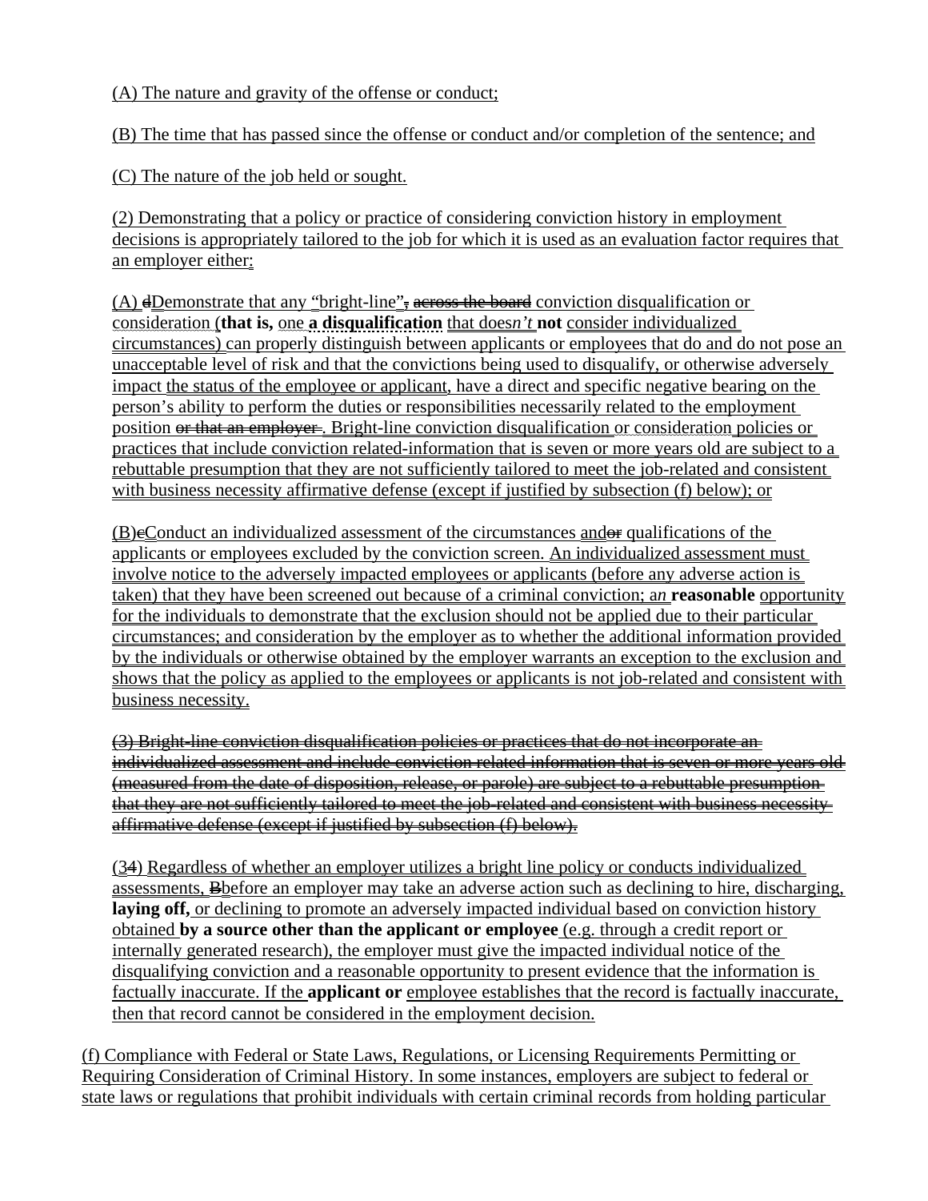(A) The nature and gravity of the offense or conduct;

(B) The time that has passed since the offense or conduct and/or completion of the sentence; and

(C) The nature of the job held or sought.

(2) Demonstrating that a policy or practice of considering conviction history in employment decisions is appropriately tailored to the job for which it is used as an evaluation factor requires that an employer either:

(A) ~~d~~Demonstrate that any "bright-line"~~, across the board~~ conviction disqualification or consideration (**that is,** one **a disqualification** that does*n't* **not** consider individualized circumstances) can properly distinguish between applicants or employees that do and do not pose an unacceptable level of risk and that the convictions being used to disqualify, or otherwise adversely impact the status of the employee or applicant, have a direct and specific negative bearing on the person's ability to perform the duties or responsibilities necessarily related to the employment position ~~or that an employer~~ . Bright-line conviction disqualification or consideration policies or practices that include conviction related-information that is seven or more years old are subject to a rebuttable presumption that they are not sufficiently tailored to meet the job-related and consistent with business necessity affirmative defense (except if justified by subsection (f) below); or

(B)~~c~~Conduct an individualized assessment of the circumstances and~~or~~ qualifications of the applicants or employees excluded by the conviction screen. An individualized assessment must involve notice to the adversely impacted employees or applicants (before any adverse action is taken) that they have been screened out because of a criminal conviction; a*n* **reasonable** opportunity for the individuals to demonstrate that the exclusion should not be applied due to their particular circumstances; and consideration by the employer as to whether the additional information provided by the individuals or otherwise obtained by the employer warrants an exception to the exclusion and shows that the policy as applied to the employees or applicants is not job-related and consistent with business necessity.

~~(3) Bright-line conviction disqualification policies or practices that do not incorporate an individualized assessment and include conviction related information that is seven or more years old (measured from the date of disposition, release, or parole) are subject to a rebuttable presumption that they are not sufficiently tailored to meet the job-related and consistent with business necessity affirmative defense (except if justified by subsection (f) below).~~

(3~~4~~) Regardless of whether an employer utilizes a bright line policy or conducts individualized assessments, ~~B~~before an employer may take an adverse action such as declining to hire, discharging, **laying off,** or declining to promote an adversely impacted individual based on conviction history obtained **by a source other than the applicant or employee** (e.g. through a credit report or internally generated research), the employer must give the impacted individual notice of the disqualifying conviction and a reasonable opportunity to present evidence that the information is factually inaccurate. If the **applicant or** employee establishes that the record is factually inaccurate, then that record cannot be considered in the employment decision.

(f) Compliance with Federal or State Laws, Regulations, or Licensing Requirements Permitting or Requiring Consideration of Criminal History. In some instances, employers are subject to federal or state laws or regulations that prohibit individuals with certain criminal records from holding particular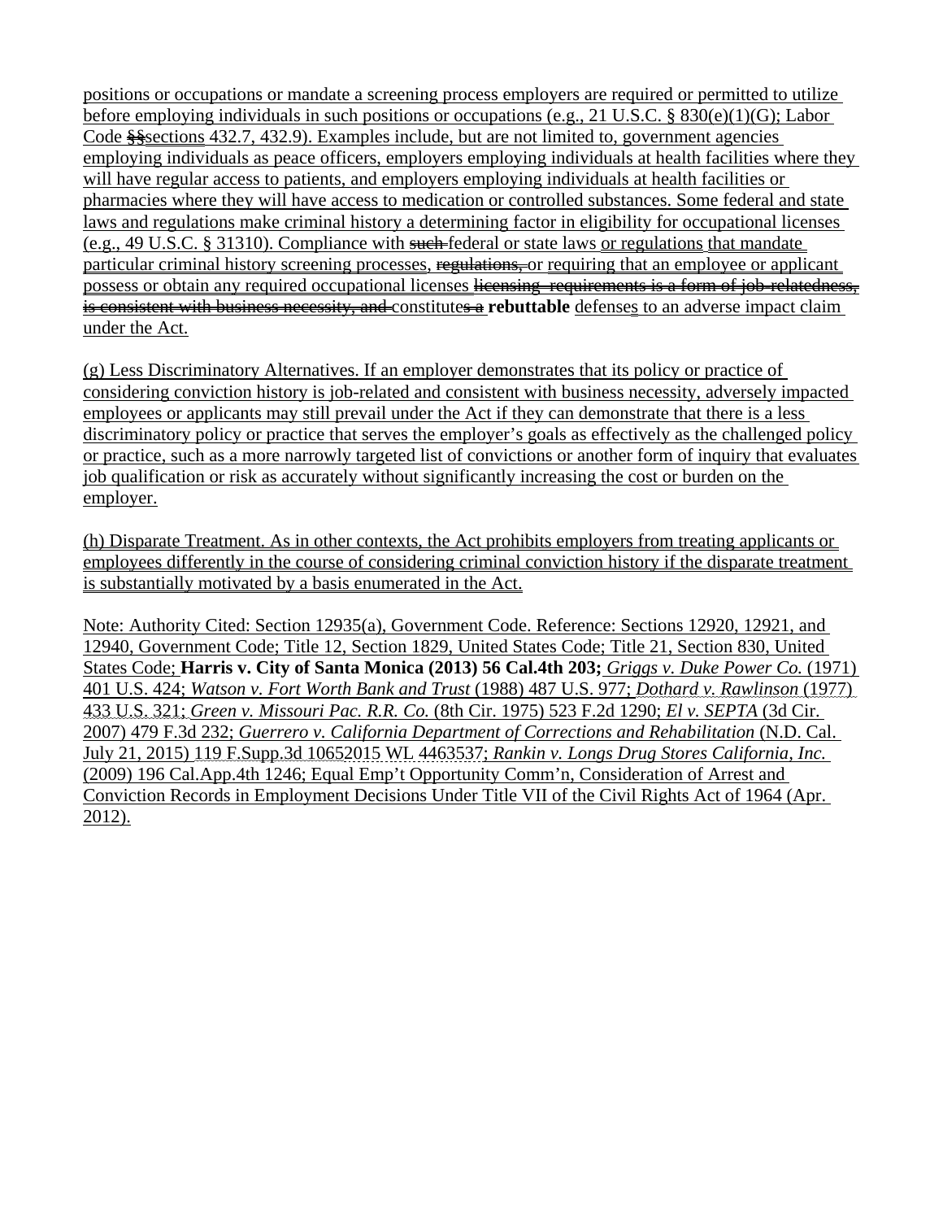positions or occupations or mandate a screening process employers are required or permitted to utilize before employing individuals in such positions or occupations (e.g., 21 U.S.C. § 830(e)(1)(G); Labor Code ~~§§~~sections 432.7, 432.9). Examples include, but are not limited to, government agencies employing individuals as peace officers, employers employing individuals at health facilities where they will have regular access to patients, and employers employing individuals at health facilities or pharmacies where they will have access to medication or controlled substances. Some federal and state laws and regulations make criminal history a determining factor in eligibility for occupational licenses (e.g., 49 U.S.C. § 31310). Compliance with ~~such~~ federal or state laws or regulations that mandate particular criminal history screening processes, ~~regulations,~~ or requiring that an employee or applicant possess or obtain any required occupational licenses ~~licensing requirements is a form of job-relatedness, is consistent with business necessity, and~~ constitute~~s a~~ **rebuttable** defenses to an adverse impact claim under the Act.

(g) Less Discriminatory Alternatives. If an employer demonstrates that its policy or practice of considering conviction history is job-related and consistent with business necessity, adversely impacted employees or applicants may still prevail under the Act if they can demonstrate that there is a less discriminatory policy or practice that serves the employer's goals as effectively as the challenged policy or practice, such as a more narrowly targeted list of convictions or another form of inquiry that evaluates job qualification or risk as accurately without significantly increasing the cost or burden on the employer.

(h) Disparate Treatment. As in other contexts, the Act prohibits employers from treating applicants or employees differently in the course of considering criminal conviction history if the disparate treatment is substantially motivated by a basis enumerated in the Act.

Note: Authority Cited: Section 12935(a), Government Code. Reference: Sections 12920, 12921, and 12940, Government Code; Title 12, Section 1829, United States Code; Title 21, Section 830, United States Code; **Harris v. City of Santa Monica (2013) 56 Cal.4th 203;** *Griggs v. Duke Power Co.* (1971) 401 U.S. 424; *Watson v. Fort Worth Bank and Trust* (1988) 487 U.S. 977; *Dothard v. Rawlinson* (1977) 433 U.S. 321; *Green v. Missouri Pac. R.R. Co.* (8th Cir. 1975) 523 F.2d 1290; *El v. SEPTA* (3d Cir. 2007) 479 F.3d 232; *Guerrero v. California Department of Corrections and Rehabilitation* (N.D. Cal. July 21, 2015) 119 F.Supp.3d 10652015 WL 4463537; *Rankin v. Longs Drug Stores California, Inc.* (2009) 196 Cal.App.4th 1246; Equal Emp't Opportunity Comm'n, Consideration of Arrest and Conviction Records in Employment Decisions Under Title VII of the Civil Rights Act of 1964 (Apr. 2012).